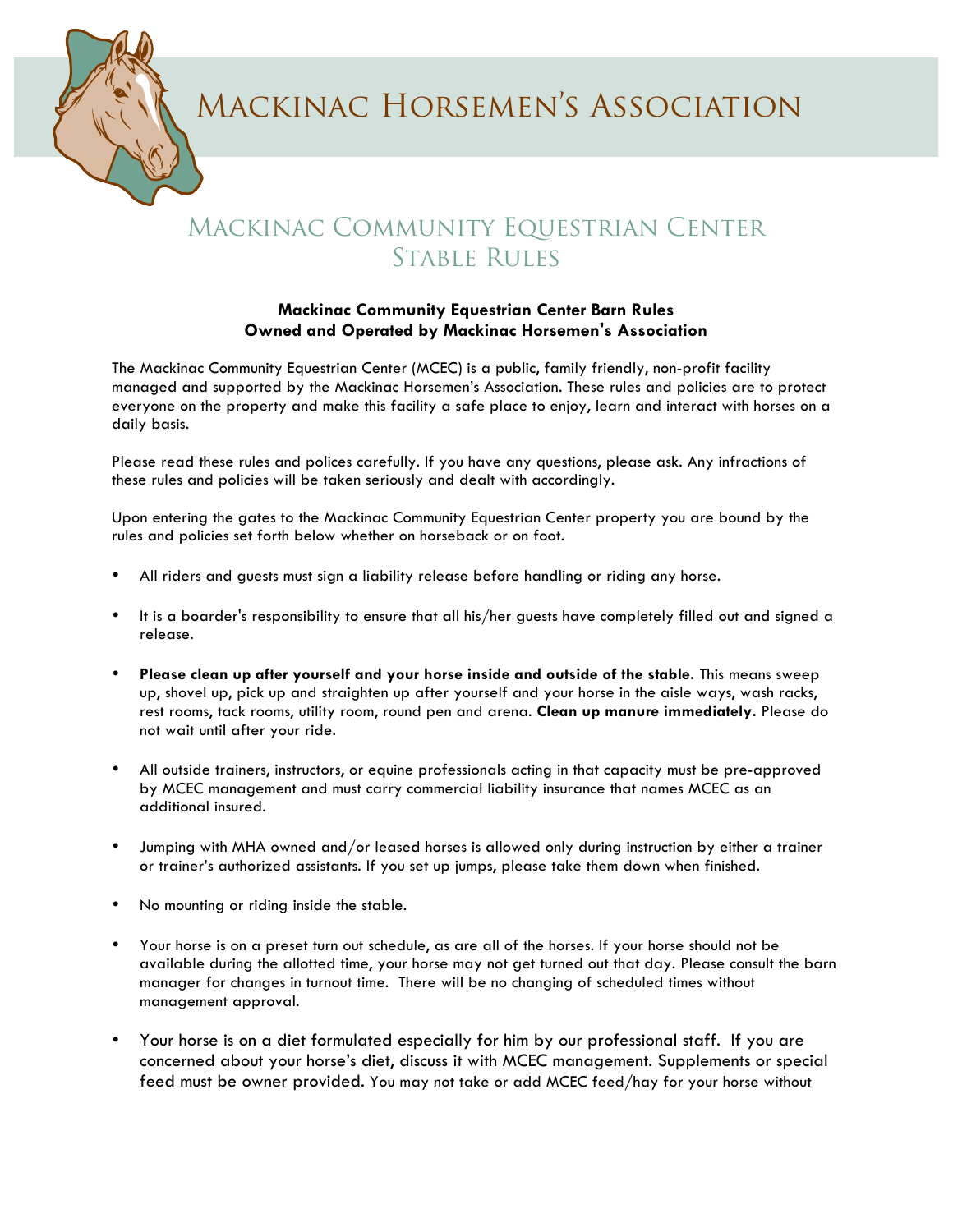# Mackinac Horsemen's Association

## Mackinac Community Equestrian Center Stable Rules

**Mackinac Community Equestrian Center Barn Rules**
**Owned and Operated by Mackinac Horsemen's Association**

The Mackinac Community Equestrian Center (MCEC) is a public, family friendly, non-profit facility managed and supported by the Mackinac Horsemen's Association. These rules and policies are to protect everyone on the property and make this facility a safe place to enjoy, learn and interact with horses on a daily basis.

Please read these rules and polices carefully. If you have any questions, please ask. Any infractions of these rules and policies will be taken seriously and dealt with accordingly.

Upon entering the gates to the Mackinac Community Equestrian Center property you are bound by the rules and policies set forth below whether on horseback or on foot.

- All riders and guests must sign a liability release before handling or riding any horse.
- It is a boarder's responsibility to ensure that all his/her guests have completely filled out and signed a release.
- **Please clean up after yourself and your horse inside and outside of the stable.** This means sweep up, shovel up, pick up and straighten up after yourself and your horse in the aisle ways, wash racks, rest rooms, tack rooms, utility room, round pen and arena. **Clean up manure immediately.** Please do not wait until after your ride.
- All outside trainers, instructors, or equine professionals acting in that capacity must be pre-approved by MCEC management and must carry commercial liability insurance that names MCEC as an additional insured.
- Jumping with MHA owned and/or leased horses is allowed only during instruction by either a trainer or trainer's authorized assistants. If you set up jumps, please take them down when finished.
- No mounting or riding inside the stable.
- Your horse is on a preset turn out schedule, as are all of the horses. If your horse should not be available during the allotted time, your horse may not get turned out that day. Please consult the barn manager for changes in turnout time. There will be no changing of scheduled times without management approval.
- Your horse is on a diet formulated especially for him by our professional staff. If you are concerned about your horse's diet, discuss it with MCEC management. Supplements or special feed must be owner provided. You may not take or add MCEC feed/hay for your horse without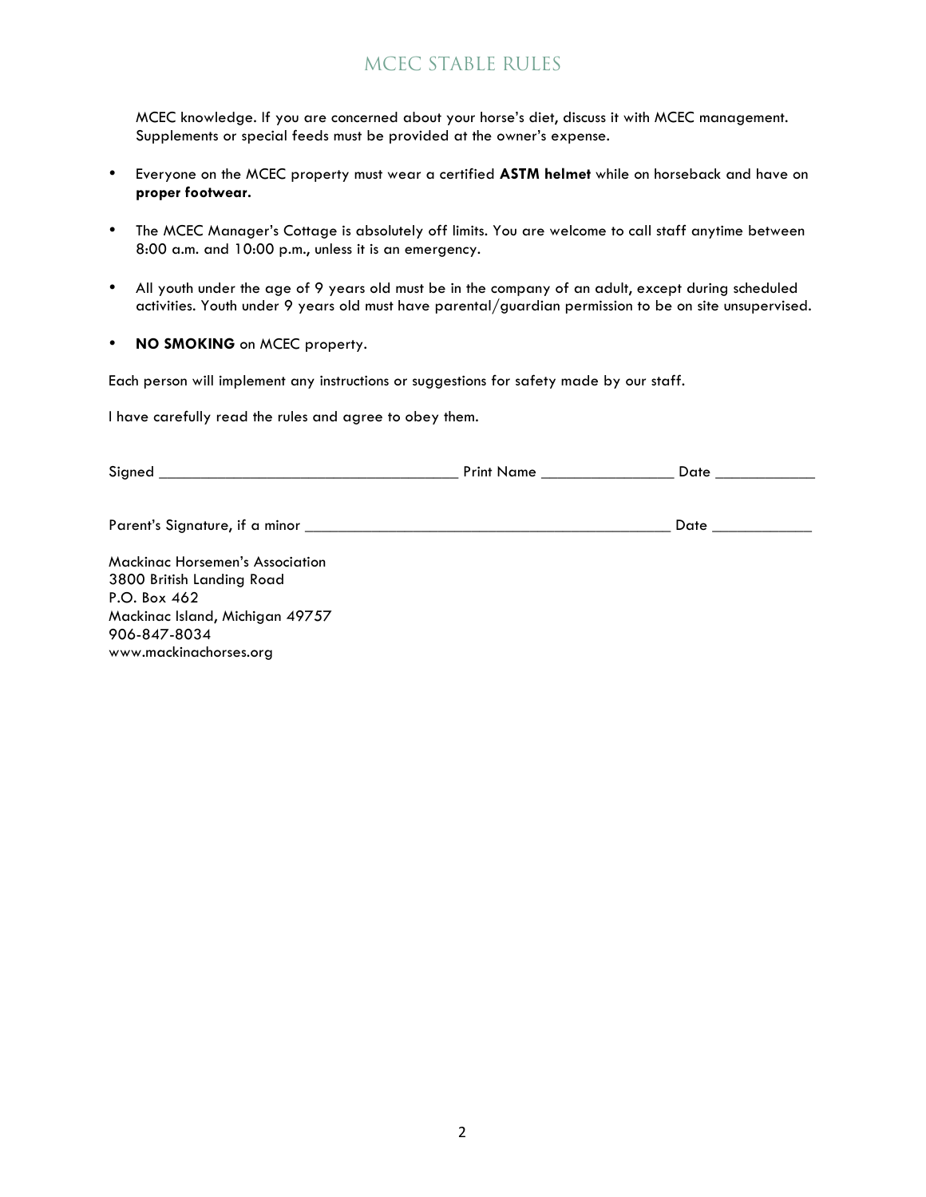MCEC knowledge. If you are concerned about your horse's diet, discuss it with MCEC management. Supplements or special feeds must be provided at the owner's expense.

- Everyone on the MCEC property must wear a certified **ASTM helmet** while on horseback and have on **proper footwear.**
- The MCEC Manager's Cottage is absolutely off limits. You are welcome to call staff anytime between 8:00 a.m. and 10:00 p.m., unless it is an emergency.
- All youth under the age of 9 years old must be in the company of an adult, except during scheduled activities. Youth under 9 years old must have parental/guardian permission to be on site unsupervised.
- **NO SMOKING** on MCEC property.

Each person will implement any instructions or suggestions for safety made by our staff.

I have carefully read the rules and agree to obey them.

Signed ____________________________________ Print Name ________________ Date ____________

Parent's Signature, if a minor ____________________________________________ Date ____________

Mackinac Horsemen's Association
3800 British Landing Road
P.O. Box 462
Mackinac Island, Michigan 49757
906-847-8034
www.mackinachorses.org